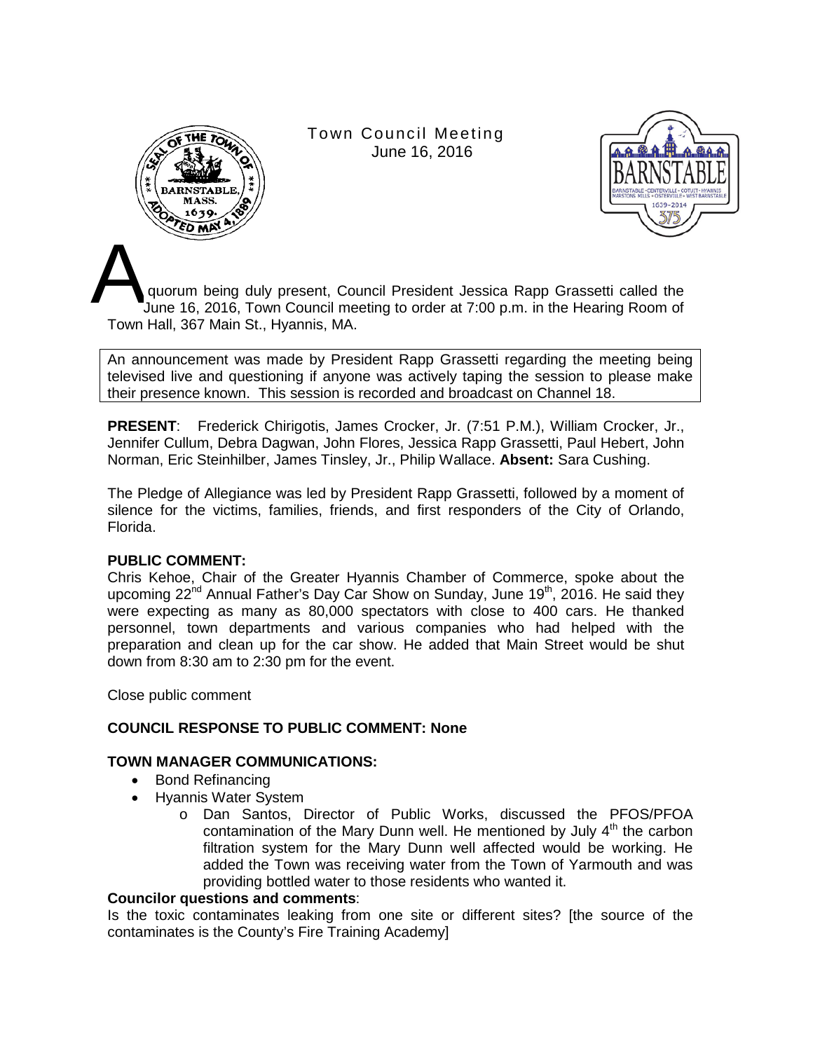# Town Council Meeting
June 16, 2016

A quorum being duly present, Council President Jessica Rapp Grassetti called the June 16, 2016, Town Council meeting to order at 7:00 p.m. in the Hearing Room of Town Hall, 367 Main St., Hyannis, MA.

An announcement was made by President Rapp Grassetti regarding the meeting being televised live and questioning if anyone was actively taping the session to please make their presence known. This session is recorded and broadcast on Channel 18.

**PRESENT**: Frederick Chirigotis, James Crocker, Jr. (7:51 P.M.), William Crocker, Jr., Jennifer Cullum, Debra Dagwan, John Flores, Jessica Rapp Grassetti, Paul Hebert, John Norman, Eric Steinhilber, James Tinsley, Jr., Philip Wallace. **Absent:** Sara Cushing.

The Pledge of Allegiance was led by President Rapp Grassetti, followed by a moment of silence for the victims, families, friends, and first responders of the City of Orlando, Florida.

**PUBLIC COMMENT:**

Chris Kehoe, Chair of the Greater Hyannis Chamber of Commerce, spoke about the upcoming 22nd Annual Father's Day Car Show on Sunday, June 19th, 2016. He said they were expecting as many as 80,000 spectators with close to 400 cars. He thanked personnel, town departments and various companies who had helped with the preparation and clean up for the car show. He added that Main Street would be shut down from 8:30 am to 2:30 pm for the event.

Close public comment

**COUNCIL RESPONSE TO PUBLIC COMMENT: None**

**TOWN MANAGER COMMUNICATIONS:**

- Bond Refinancing
- Hyannis Water System
  - Dan Santos, Director of Public Works, discussed the PFOS/PFOA contamination of the Mary Dunn well. He mentioned by July 4th the carbon filtration system for the Mary Dunn well affected would be working. He added the Town was receiving water from the Town of Yarmouth and was providing bottled water to those residents who wanted it.

**Councilor questions and comments**:

Is the toxic contaminates leaking from one site or different sites? [the source of the contaminates is the County's Fire Training Academy]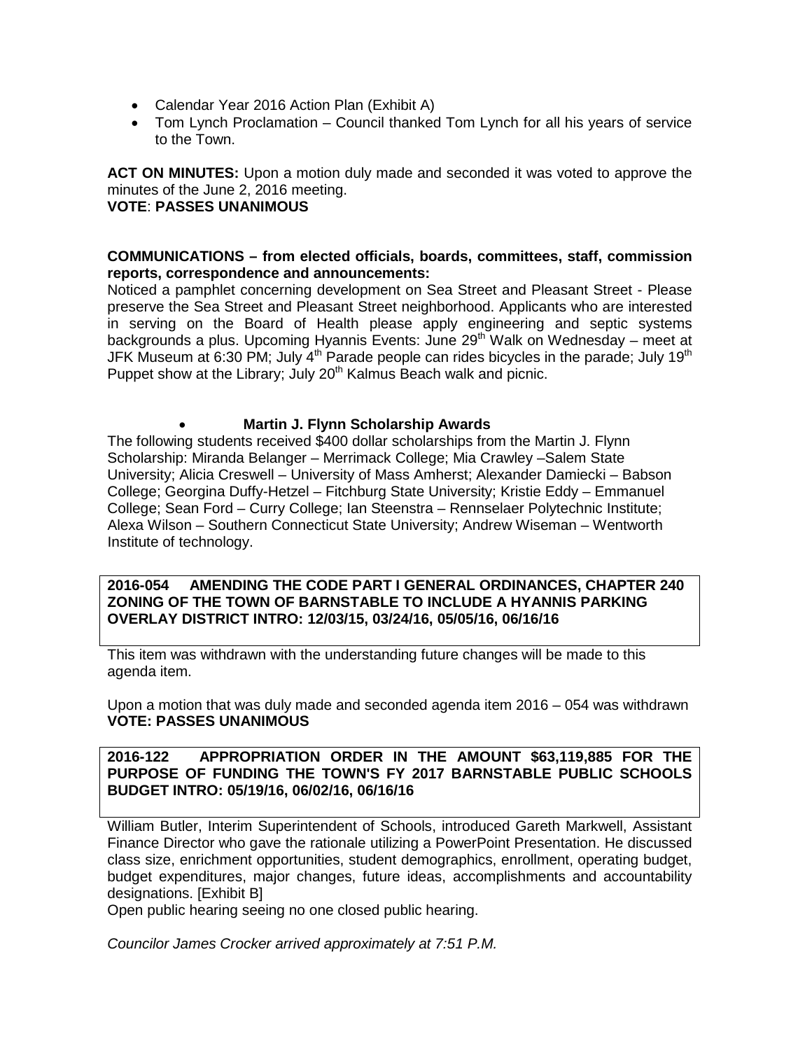- Calendar Year 2016 Action Plan (Exhibit A)
- Tom Lynch Proclamation – Council thanked Tom Lynch for all his years of service to the Town.

**ACT ON MINUTES:** Upon a motion duly made and seconded it was voted to approve the minutes of the June 2, 2016 meeting.
**VOTE**: **PASSES UNANIMOUS**

**COMMUNICATIONS – from elected officials, boards, committees, staff, commission reports, correspondence and announcements:**
Noticed a pamphlet concerning development on Sea Street and Pleasant Street - Please preserve the Sea Street and Pleasant Street neighborhood. Applicants who are interested in serving on the Board of Health please apply engineering and septic systems backgrounds a plus. Upcoming Hyannis Events: June 29th Walk on Wednesday – meet at JFK Museum at 6:30 PM; July 4th Parade people can rides bicycles in the parade; July 19th Puppet show at the Library; July 20th Kalmus Beach walk and picnic.

- **Martin J. Flynn Scholarship Awards**

The following students received $400 dollar scholarships from the Martin J. Flynn Scholarship: Miranda Belanger – Merrimack College; Mia Crawley –Salem State University; Alicia Creswell – University of Mass Amherst; Alexander Damiecki – Babson College; Georgina Duffy-Hetzel – Fitchburg State University; Kristie Eddy – Emmanuel College; Sean Ford – Curry College; Ian Steenstra – Rennselaer Polytechnic Institute; Alexa Wilson – Southern Connecticut State University; Andrew Wiseman – Wentworth Institute of technology.

**2016-054 AMENDING THE CODE PART I GENERAL ORDINANCES, CHAPTER 240 ZONING OF THE TOWN OF BARNSTABLE TO INCLUDE A HYANNIS PARKING OVERLAY DISTRICT INTRO: 12/03/15, 03/24/16, 05/05/16, 06/16/16**

This item was withdrawn with the understanding future changes will be made to this agenda item.

Upon a motion that was duly made and seconded agenda item 2016 – 054 was withdrawn
**VOTE: PASSES UNANIMOUS**

**2016-122 APPROPRIATION ORDER IN THE AMOUNT $63,119,885 FOR THE PURPOSE OF FUNDING THE TOWN'S FY 2017 BARNSTABLE PUBLIC SCHOOLS BUDGET INTRO: 05/19/16, 06/02/16, 06/16/16**

William Butler, Interim Superintendent of Schools, introduced Gareth Markwell, Assistant Finance Director who gave the rationale utilizing a PowerPoint Presentation. He discussed class size, enrichment opportunities, student demographics, enrollment, operating budget, budget expenditures, major changes, future ideas, accomplishments and accountability designations. [Exhibit B]
Open public hearing seeing no one closed public hearing.

*Councilor James Crocker arrived approximately at 7:51 P.M.*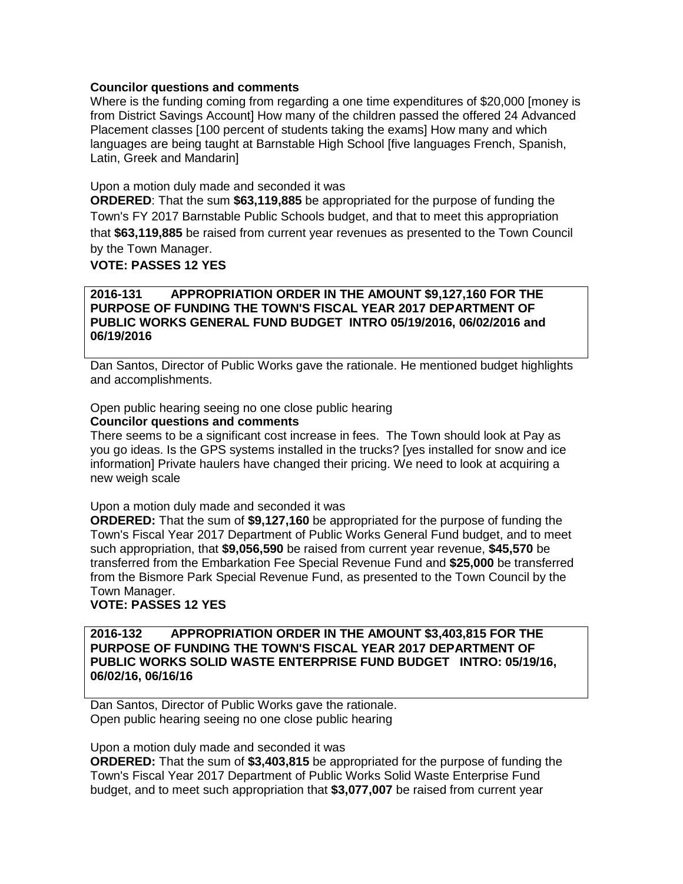**Councilor questions and comments**
Where is the funding coming from regarding a one time expenditures of $20,000 [money is from District Savings Account] How many of the children passed the offered 24 Advanced Placement classes [100 percent of students taking the exams] How many and which languages are being taught at Barnstable High School [five languages French, Spanish, Latin, Greek and Mandarin]

Upon a motion duly made and seconded it was
**ORDERED**: That the sum **$63,119,885** be appropriated for the purpose of funding the Town's FY 2017 Barnstable Public Schools budget, and that to meet this appropriation that **$63,119,885** be raised from current year revenues as presented to the Town Council by the Town Manager.
**VOTE: PASSES 12 YES**

**2016-131 APPROPRIATION ORDER IN THE AMOUNT $9,127,160 FOR THE PURPOSE OF FUNDING THE TOWN'S FISCAL YEAR 2017 DEPARTMENT OF PUBLIC WORKS GENERAL FUND BUDGET INTRO 05/19/2016, 06/02/2016 and 06/19/2016**

Dan Santos, Director of Public Works gave the rationale. He mentioned budget highlights and accomplishments.

Open public hearing seeing no one close public hearing
**Councilor questions and comments**
There seems to be a significant cost increase in fees. The Town should look at Pay as you go ideas. Is the GPS systems installed in the trucks? [yes installed for snow and ice information] Private haulers have changed their pricing. We need to look at acquiring a new weigh scale

Upon a motion duly made and seconded it was
**ORDERED:** That the sum of **$9,127,160** be appropriated for the purpose of funding the Town's Fiscal Year 2017 Department of Public Works General Fund budget, and to meet such appropriation, that **$9,056,590** be raised from current year revenue, **$45,570** be transferred from the Embarkation Fee Special Revenue Fund and **$25,000** be transferred from the Bismore Park Special Revenue Fund, as presented to the Town Council by the Town Manager.
**VOTE: PASSES 12 YES**

**2016-132 APPROPRIATION ORDER IN THE AMOUNT $3,403,815 FOR THE PURPOSE OF FUNDING THE TOWN'S FISCAL YEAR 2017 DEPARTMENT OF PUBLIC WORKS SOLID WASTE ENTERPRISE FUND BUDGET INTRO: 05/19/16, 06/02/16, 06/16/16**

Dan Santos, Director of Public Works gave the rationale.
Open public hearing seeing no one close public hearing

Upon a motion duly made and seconded it was
**ORDERED:** That the sum of **$3,403,815** be appropriated for the purpose of funding the Town's Fiscal Year 2017 Department of Public Works Solid Waste Enterprise Fund budget, and to meet such appropriation that **$3,077,007** be raised from current year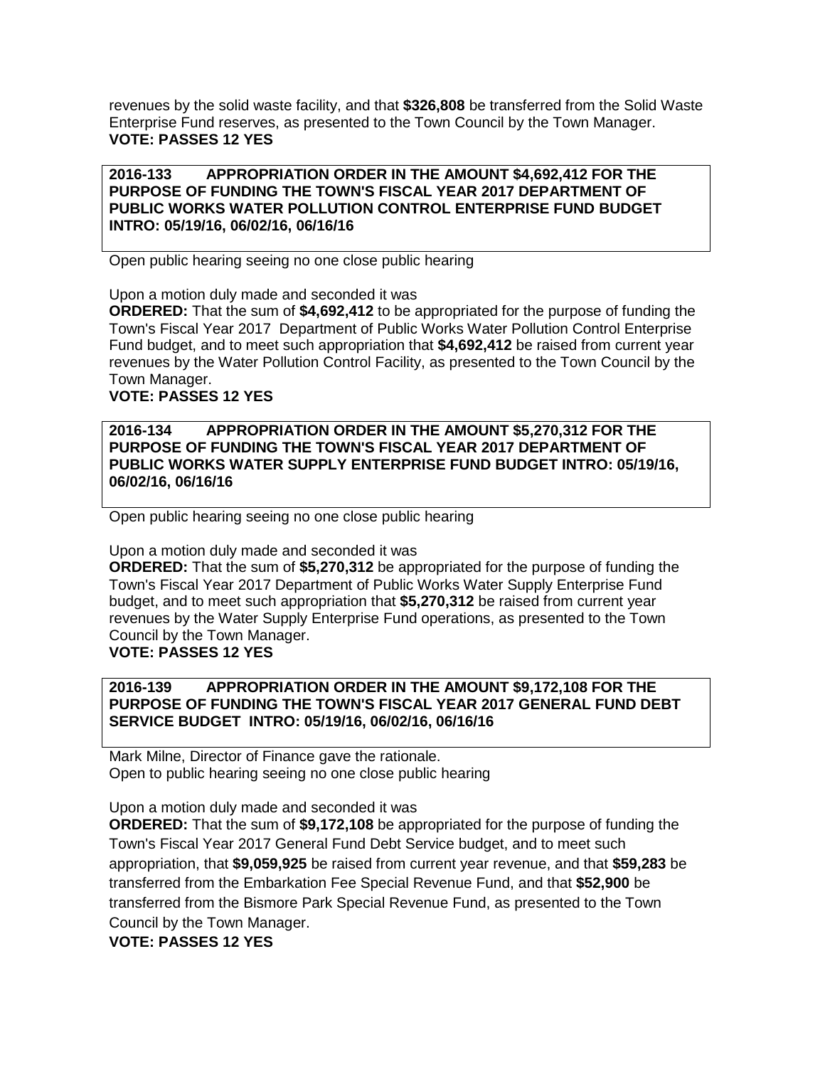revenues by the solid waste facility, and that **$326,808** be transferred from the Solid Waste Enterprise Fund reserves, as presented to the Town Council by the Town Manager.
**VOTE: PASSES 12 YES**

**2016-133 APPROPRIATION ORDER IN THE AMOUNT $4,692,412 FOR THE PURPOSE OF FUNDING THE TOWN'S FISCAL YEAR 2017 DEPARTMENT OF PUBLIC WORKS WATER POLLUTION CONTROL ENTERPRISE FUND BUDGET INTRO: 05/19/16, 06/02/16, 06/16/16**

Open public hearing seeing no one close public hearing

Upon a motion duly made and seconded it was
**ORDERED:** That the sum of **$4,692,412** to be appropriated for the purpose of funding the Town's Fiscal Year 2017 Department of Public Works Water Pollution Control Enterprise Fund budget, and to meet such appropriation that **$4,692,412** be raised from current year revenues by the Water Pollution Control Facility, as presented to the Town Council by the Town Manager.
**VOTE: PASSES 12 YES**

**2016-134 APPROPRIATION ORDER IN THE AMOUNT $5,270,312 FOR THE PURPOSE OF FUNDING THE TOWN'S FISCAL YEAR 2017 DEPARTMENT OF PUBLIC WORKS WATER SUPPLY ENTERPRISE FUND BUDGET INTRO: 05/19/16, 06/02/16, 06/16/16**

Open public hearing seeing no one close public hearing

Upon a motion duly made and seconded it was
**ORDERED:** That the sum of **$5,270,312** be appropriated for the purpose of funding the Town's Fiscal Year 2017 Department of Public Works Water Supply Enterprise Fund budget, and to meet such appropriation that **$5,270,312** be raised from current year revenues by the Water Supply Enterprise Fund operations, as presented to the Town Council by the Town Manager.
**VOTE: PASSES 12 YES**

**2016-139 APPROPRIATION ORDER IN THE AMOUNT $9,172,108 FOR THE PURPOSE OF FUNDING THE TOWN'S FISCAL YEAR 2017 GENERAL FUND DEBT SERVICE BUDGET INTRO: 05/19/16, 06/02/16, 06/16/16**

Mark Milne, Director of Finance gave the rationale.
Open to public hearing seeing no one close public hearing

Upon a motion duly made and seconded it was
**ORDERED:** That the sum of **$9,172,108** be appropriated for the purpose of funding the Town's Fiscal Year 2017 General Fund Debt Service budget, and to meet such appropriation, that **$9,059,925** be raised from current year revenue, and that **$59,283** be transferred from the Embarkation Fee Special Revenue Fund, and that **$52,900** be transferred from the Bismore Park Special Revenue Fund, as presented to the Town Council by the Town Manager.
**VOTE: PASSES 12 YES**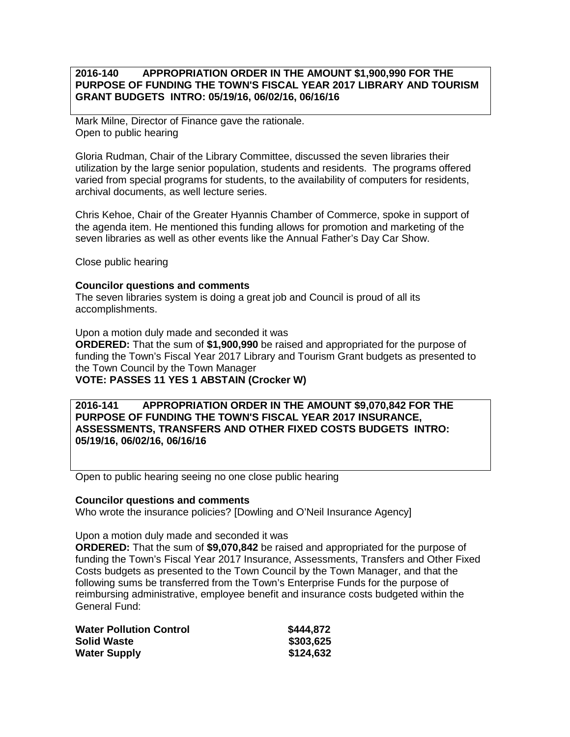**2016-140 APPROPRIATION ORDER IN THE AMOUNT $1,900,990 FOR THE PURPOSE OF FUNDING THE TOWN'S FISCAL YEAR 2017 LIBRARY AND TOURISM GRANT BUDGETS INTRO: 05/19/16, 06/02/16, 06/16/16**

Mark Milne, Director of Finance gave the rationale.
Open to public hearing

Gloria Rudman, Chair of the Library Committee, discussed the seven libraries their utilization by the large senior population, students and residents. The programs offered varied from special programs for students, to the availability of computers for residents, archival documents, as well lecture series.

Chris Kehoe, Chair of the Greater Hyannis Chamber of Commerce, spoke in support of the agenda item. He mentioned this funding allows for promotion and marketing of the seven libraries as well as other events like the Annual Father's Day Car Show.

Close public hearing

**Councilor questions and comments**
The seven libraries system is doing a great job and Council is proud of all its accomplishments.

Upon a motion duly made and seconded it was
**ORDERED:** That the sum of **$1,900,990** be raised and appropriated for the purpose of funding the Town's Fiscal Year 2017 Library and Tourism Grant budgets as presented to the Town Council by the Town Manager
**VOTE: PASSES 11 YES 1 ABSTAIN (Crocker W)**

**2016-141 APPROPRIATION ORDER IN THE AMOUNT $9,070,842 FOR THE PURPOSE OF FUNDING THE TOWN'S FISCAL YEAR 2017 INSURANCE, ASSESSMENTS, TRANSFERS AND OTHER FIXED COSTS BUDGETS INTRO: 05/19/16, 06/02/16, 06/16/16**

Open to public hearing seeing no one close public hearing

**Councilor questions and comments**
Who wrote the insurance policies? [Dowling and O'Neil Insurance Agency]

Upon a motion duly made and seconded it was
**ORDERED:** That the sum of **$9,070,842** be raised and appropriated for the purpose of funding the Town's Fiscal Year 2017 Insurance, Assessments, Transfers and Other Fixed Costs budgets as presented to the Town Council by the Town Manager, and that the following sums be transferred from the Town's Enterprise Funds for the purpose of reimbursing administrative, employee benefit and insurance costs budgeted within the General Fund:

| | |
|---|---|
| **Water Pollution Control** | **$444,872** |
| **Solid Waste** | **$303,625** |
| **Water Supply** | **$124,632** |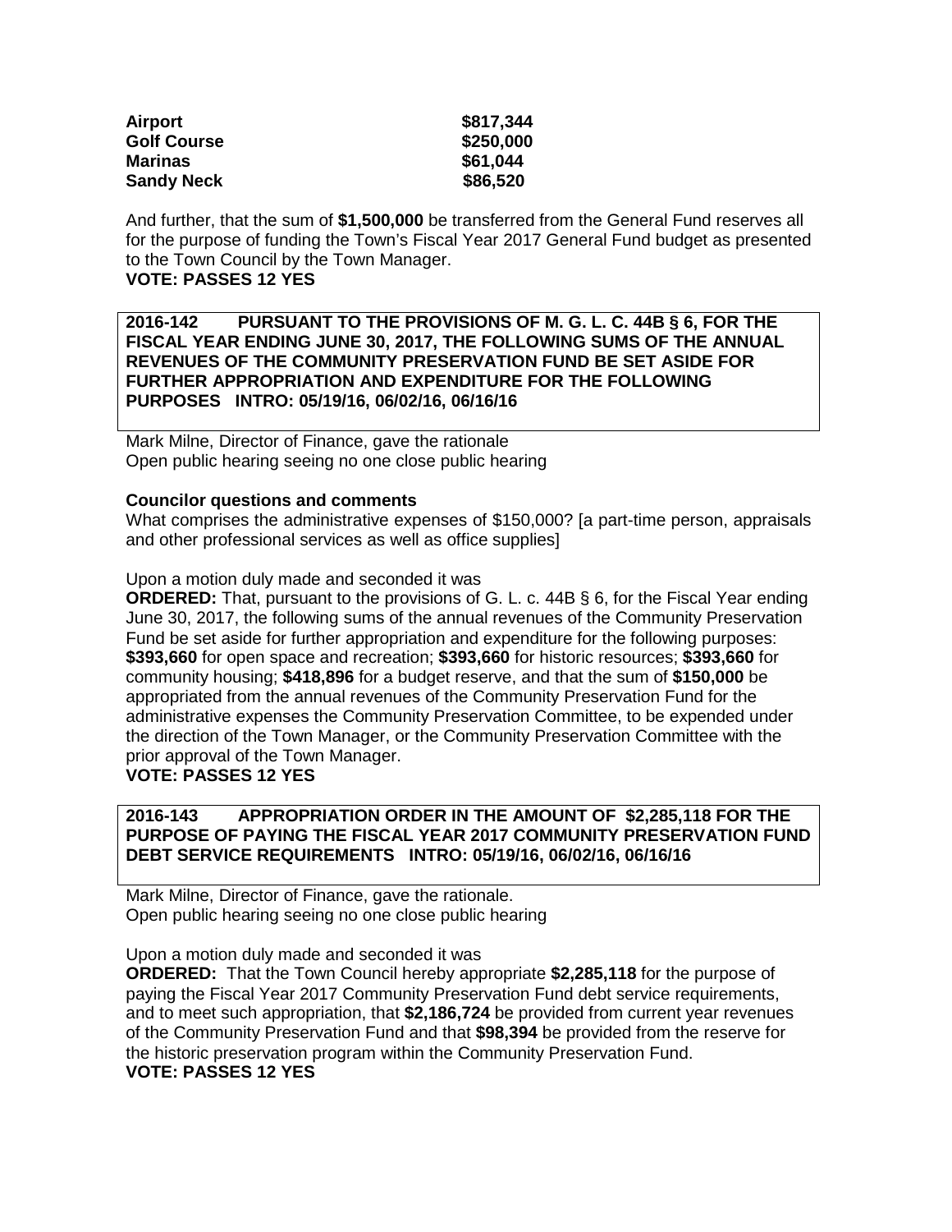| | |
|---|---|
| **Airport** | **$817,344** |
| **Golf Course** | **$250,000** |
| **Marinas** | **$61,044** |
| **Sandy Neck** | **$86,520** |

And further, that the sum of **$1,500,000** be transferred from the General Fund reserves all for the purpose of funding the Town's Fiscal Year 2017 General Fund budget as presented to the Town Council by the Town Manager.

**VOTE: PASSES 12 YES**

**2016-142 PURSUANT TO THE PROVISIONS OF M. G. L. C. 44B § 6, FOR THE FISCAL YEAR ENDING JUNE 30, 2017, THE FOLLOWING SUMS OF THE ANNUAL REVENUES OF THE COMMUNITY PRESERVATION FUND BE SET ASIDE FOR FURTHER APPROPRIATION AND EXPENDITURE FOR THE FOLLOWING PURPOSES INTRO: 05/19/16, 06/02/16, 06/16/16**

Mark Milne, Director of Finance, gave the rationale
Open public hearing seeing no one close public hearing

**Councilor questions and comments**

What comprises the administrative expenses of $150,000? [a part-time person, appraisals and other professional services as well as office supplies]

Upon a motion duly made and seconded it was

**ORDERED:** That, pursuant to the provisions of G. L. c. 44B § 6, for the Fiscal Year ending June 30, 2017, the following sums of the annual revenues of the Community Preservation Fund be set aside for further appropriation and expenditure for the following purposes: **$393,660** for open space and recreation; **$393,660** for historic resources; **$393,660** for community housing; **$418,896** for a budget reserve, and that the sum of **$150,000** be appropriated from the annual revenues of the Community Preservation Fund for the administrative expenses the Community Preservation Committee, to be expended under the direction of the Town Manager, or the Community Preservation Committee with the prior approval of the Town Manager.

**VOTE: PASSES 12 YES**

**2016-143 APPROPRIATION ORDER IN THE AMOUNT OF $2,285,118 FOR THE PURPOSE OF PAYING THE FISCAL YEAR 2017 COMMUNITY PRESERVATION FUND DEBT SERVICE REQUIREMENTS INTRO: 05/19/16, 06/02/16, 06/16/16**

Mark Milne, Director of Finance, gave the rationale.
Open public hearing seeing no one close public hearing

Upon a motion duly made and seconded it was

**ORDERED:** That the Town Council hereby appropriate **$2,285,118** for the purpose of paying the Fiscal Year 2017 Community Preservation Fund debt service requirements, and to meet such appropriation, that **$2,186,724** be provided from current year revenues of the Community Preservation Fund and that **$98,394** be provided from the reserve for the historic preservation program within the Community Preservation Fund.

**VOTE: PASSES 12 YES**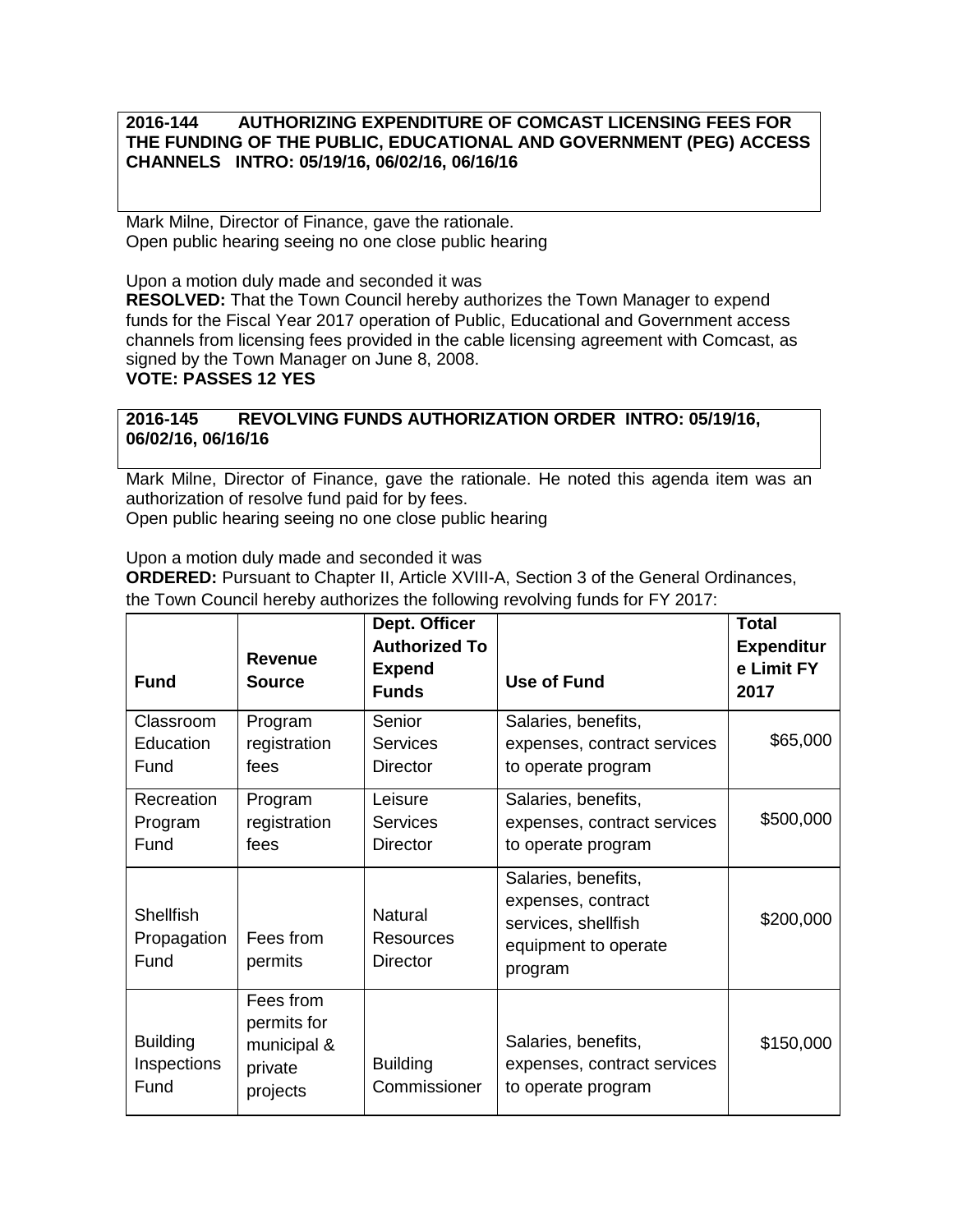**2016-144 AUTHORIZING EXPENDITURE OF COMCAST LICENSING FEES FOR THE FUNDING OF THE PUBLIC, EDUCATIONAL AND GOVERNMENT (PEG) ACCESS CHANNELS INTRO: 05/19/16, 06/02/16, 06/16/16**

Mark Milne, Director of Finance, gave the rationale.
Open public hearing seeing no one close public hearing

Upon a motion duly made and seconded it was
**RESOLVED:** That the Town Council hereby authorizes the Town Manager to expend funds for the Fiscal Year 2017 operation of Public, Educational and Government access channels from licensing fees provided in the cable licensing agreement with Comcast, as signed by the Town Manager on June 8, 2008.
**VOTE: PASSES 12 YES**

**2016-145 REVOLVING FUNDS AUTHORIZATION ORDER INTRO: 05/19/16, 06/02/16, 06/16/16**

Mark Milne, Director of Finance, gave the rationale. He noted this agenda item was an authorization of resolve fund paid for by fees.
Open public hearing seeing no one close public hearing

Upon a motion duly made and seconded it was
**ORDERED:** Pursuant to Chapter II, Article XVIII-A, Section 3 of the General Ordinances, the Town Council hereby authorizes the following revolving funds for FY 2017:

| Fund | Revenue Source | Dept. Officer Authorized To Expend Funds | Use of Fund | Total Expenditure Limit FY 2017 |
|---|---|---|---|---|
| Classroom Education Fund | Program registration fees | Senior Services Director | Salaries, benefits, expenses, contract services to operate program | $65,000 |
| Recreation Program Fund | Program registration fees | Leisure Services Director | Salaries, benefits, expenses, contract services to operate program | $500,000 |
| Shellfish Propagation Fund | Fees from permits | Natural Resources Director | Salaries, benefits, expenses, contract services, shellfish equipment to operate program | $200,000 |
| Building Inspections Fund | Fees from permits for municipal & private projects | Building Commissioner | Salaries, benefits, expenses, contract services to operate program | $150,000 |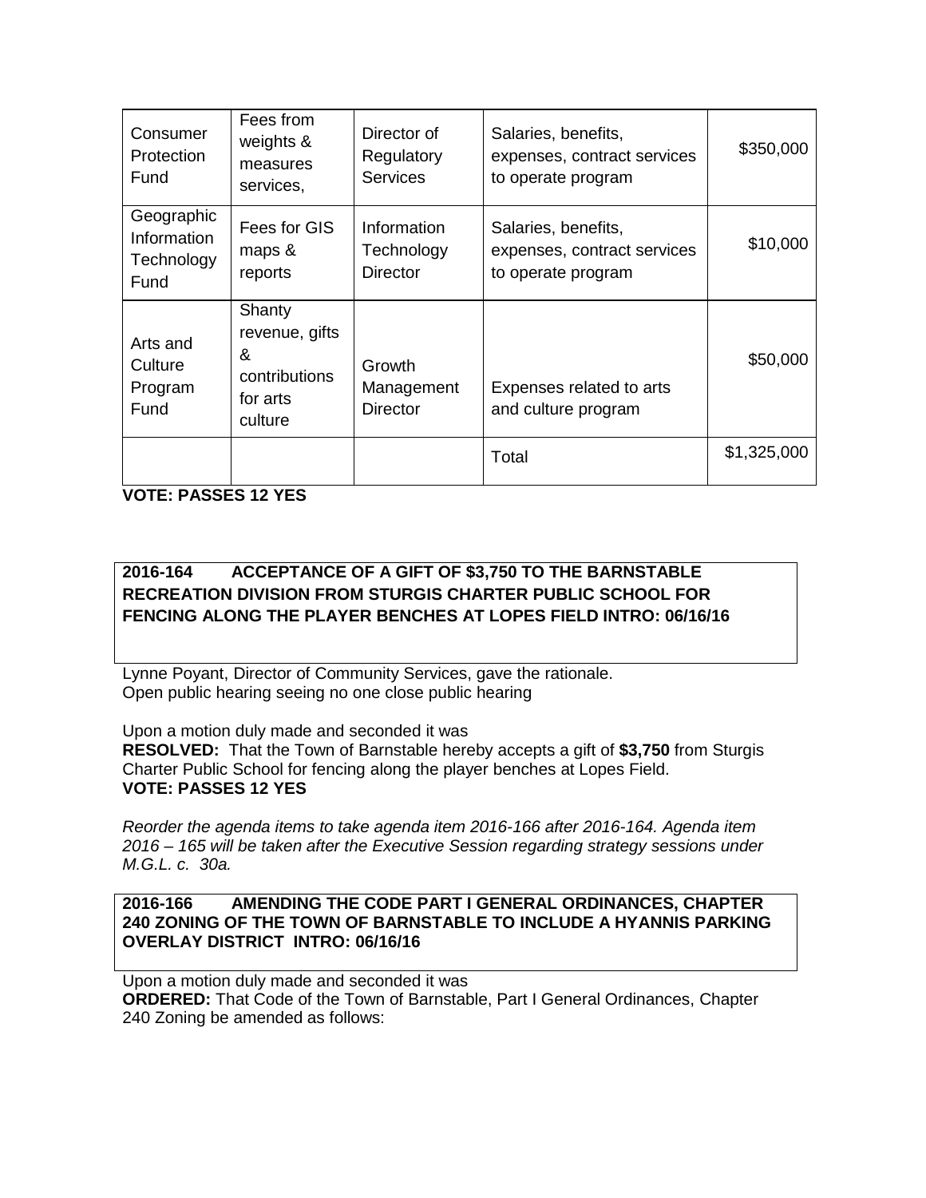| | | | | |
|---|---|---|---|---|
| Consumer Protection Fund | Fees from weights & measures services, | Director of Regulatory Services | Salaries, benefits, expenses, contract services to operate program | $350,000 |
| Geographic Information Technology Fund | Fees for GIS maps & reports | Information Technology Director | Salaries, benefits, expenses, contract services to operate program | $10,000 |
| Arts and Culture Program Fund | Shanty revenue, gifts & contributions for arts culture | Growth Management Director | Expenses related to arts and culture program | $50,000 |
| | | | Total | $1,325,000 |

**VOTE: PASSES 12 YES**

**2016-164 ACCEPTANCE OF A GIFT OF $3,750 TO THE BARNSTABLE RECREATION DIVISION FROM STURGIS CHARTER PUBLIC SCHOOL FOR FENCING ALONG THE PLAYER BENCHES AT LOPES FIELD INTRO: 06/16/16**

Lynne Poyant, Director of Community Services, gave the rationale.
Open public hearing seeing no one close public hearing

Upon a motion duly made and seconded it was
**RESOLVED:** That the Town of Barnstable hereby accepts a gift of **$3,750** from Sturgis Charter Public School for fencing along the player benches at Lopes Field.
**VOTE: PASSES 12 YES**

*Reorder the agenda items to take agenda item 2016-166 after 2016-164. Agenda item 2016 – 165 will be taken after the Executive Session regarding strategy sessions under M.G.L. c. 30a.*

**2016-166 AMENDING THE CODE PART I GENERAL ORDINANCES, CHAPTER 240 ZONING OF THE TOWN OF BARNSTABLE TO INCLUDE A HYANNIS PARKING OVERLAY DISTRICT INTRO: 06/16/16**

Upon a motion duly made and seconded it was
**ORDERED:** That Code of the Town of Barnstable, Part I General Ordinances, Chapter 240 Zoning be amended as follows: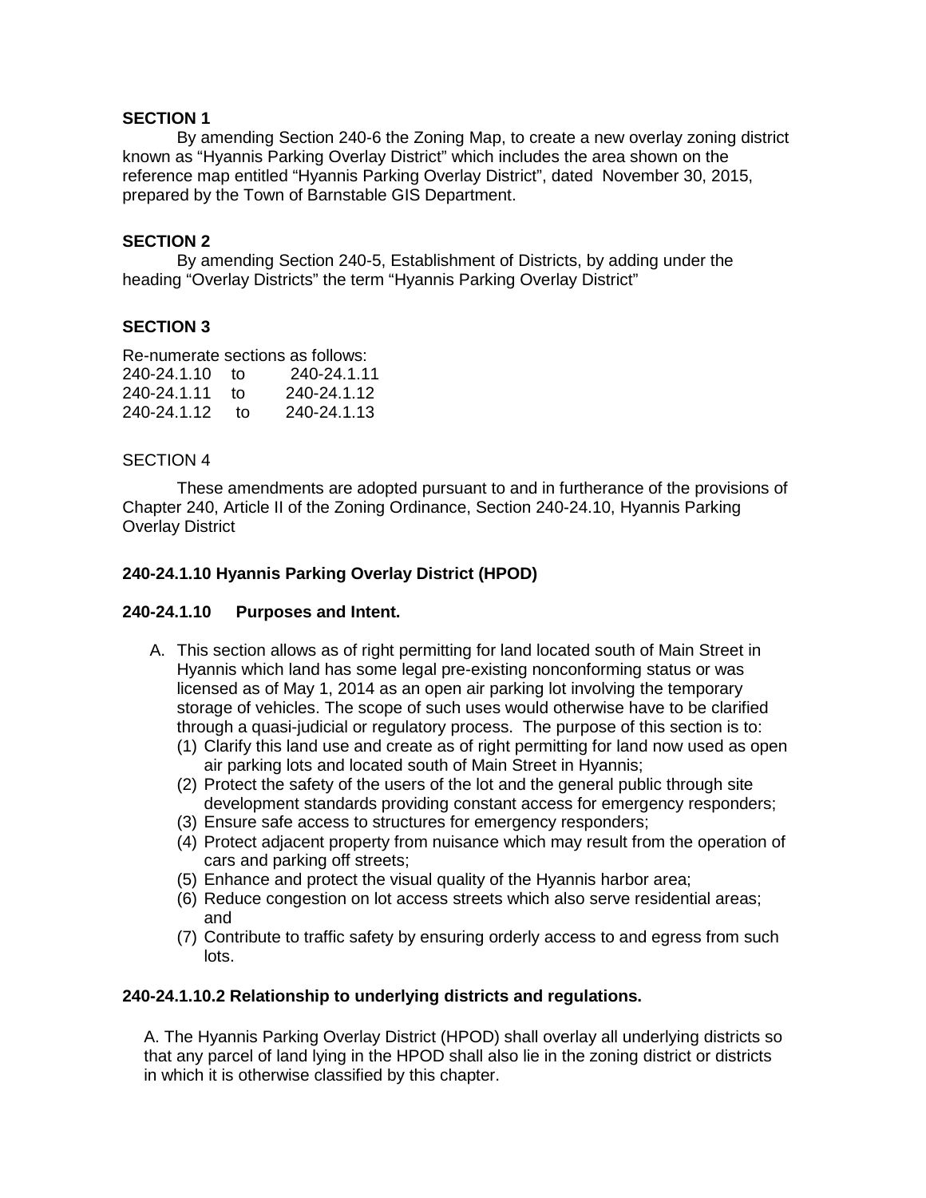**SECTION 1**

By amending Section 240-6 the Zoning Map, to create a new overlay zoning district known as "Hyannis Parking Overlay District" which includes the area shown on the reference map entitled "Hyannis Parking Overlay District", dated November 30, 2015, prepared by the Town of Barnstable GIS Department.

**SECTION 2**

By amending Section 240-5, Establishment of Districts, by adding under the heading "Overlay Districts" the term "Hyannis Parking Overlay District"

**SECTION 3**

Re-numerate sections as follows:

| | | |
|---|---|---|
| 240-24.1.10 | to | 240-24.1.11 |
| 240-24.1.11 | to | 240-24.1.12 |
| 240-24.1.12 | to | 240-24.1.13 |

SECTION 4

These amendments are adopted pursuant to and in furtherance of the provisions of Chapter 240, Article II of the Zoning Ordinance, Section 240-24.10, Hyannis Parking Overlay District

**240-24.1.10 Hyannis Parking Overlay District (HPOD)**

**240-24.1.10 Purposes and Intent.**

A. This section allows as of right permitting for land located south of Main Street in Hyannis which land has some legal pre-existing nonconforming status or was licensed as of May 1, 2014 as an open air parking lot involving the temporary storage of vehicles. The scope of such uses would otherwise have to be clarified through a quasi-judicial or regulatory process. The purpose of this section is to:
   1. (1) Clarify this land use and create as of right permitting for land now used as open air parking lots and located south of Main Street in Hyannis;
   2. (2) Protect the safety of the users of the lot and the general public through site development standards providing constant access for emergency responders;
   3. (3) Ensure safe access to structures for emergency responders;
   4. (4) Protect adjacent property from nuisance which may result from the operation of cars and parking off streets;
   5. (5) Enhance and protect the visual quality of the Hyannis harbor area;
   6. (6) Reduce congestion on lot access streets which also serve residential areas; and
   7. (7) Contribute to traffic safety by ensuring orderly access to and egress from such lots.

**240-24.1.10.2 Relationship to underlying districts and regulations.**

A. The Hyannis Parking Overlay District (HPOD) shall overlay all underlying districts so that any parcel of land lying in the HPOD shall also lie in the zoning district or districts in which it is otherwise classified by this chapter.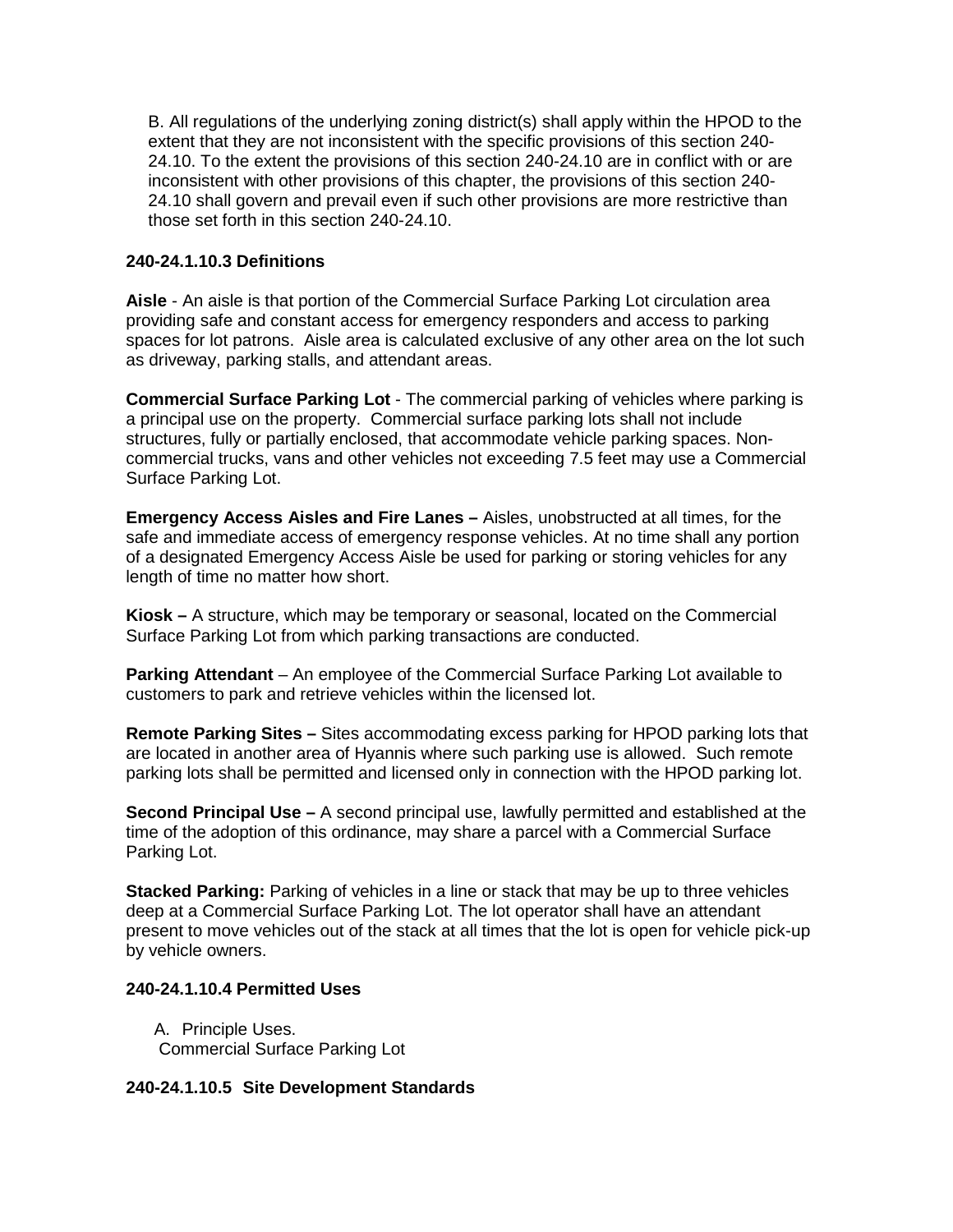B. All regulations of the underlying zoning district(s) shall apply within the HPOD to the extent that they are not inconsistent with the specific provisions of this section 240-24.10. To the extent the provisions of this section 240-24.10 are in conflict with or are inconsistent with other provisions of this chapter, the provisions of this section 240-24.10 shall govern and prevail even if such other provisions are more restrictive than those set forth in this section 240-24.10.

**240-24.1.10.3 Definitions**

**Aisle** - An aisle is that portion of the Commercial Surface Parking Lot circulation area providing safe and constant access for emergency responders and access to parking spaces for lot patrons. Aisle area is calculated exclusive of any other area on the lot such as driveway, parking stalls, and attendant areas.

**Commercial Surface Parking Lot** - The commercial parking of vehicles where parking is a principal use on the property. Commercial surface parking lots shall not include structures, fully or partially enclosed, that accommodate vehicle parking spaces. Non-commercial trucks, vans and other vehicles not exceeding 7.5 feet may use a Commercial Surface Parking Lot.

**Emergency Access Aisles and Fire Lanes –** Aisles, unobstructed at all times, for the safe and immediate access of emergency response vehicles. At no time shall any portion of a designated Emergency Access Aisle be used for parking or storing vehicles for any length of time no matter how short.

**Kiosk –** A structure, which may be temporary or seasonal, located on the Commercial Surface Parking Lot from which parking transactions are conducted.

**Parking Attendant** – An employee of the Commercial Surface Parking Lot available to customers to park and retrieve vehicles within the licensed lot.

**Remote Parking Sites –** Sites accommodating excess parking for HPOD parking lots that are located in another area of Hyannis where such parking use is allowed. Such remote parking lots shall be permitted and licensed only in connection with the HPOD parking lot.

**Second Principal Use –** A second principal use, lawfully permitted and established at the time of the adoption of this ordinance, may share a parcel with a Commercial Surface Parking Lot.

**Stacked Parking:** Parking of vehicles in a line or stack that may be up to three vehicles deep at a Commercial Surface Parking Lot. The lot operator shall have an attendant present to move vehicles out of the stack at all times that the lot is open for vehicle pick-up by vehicle owners.

**240-24.1.10.4 Permitted Uses**

A. Principle Uses.
Commercial Surface Parking Lot

**240-24.1.10.5 Site Development Standards**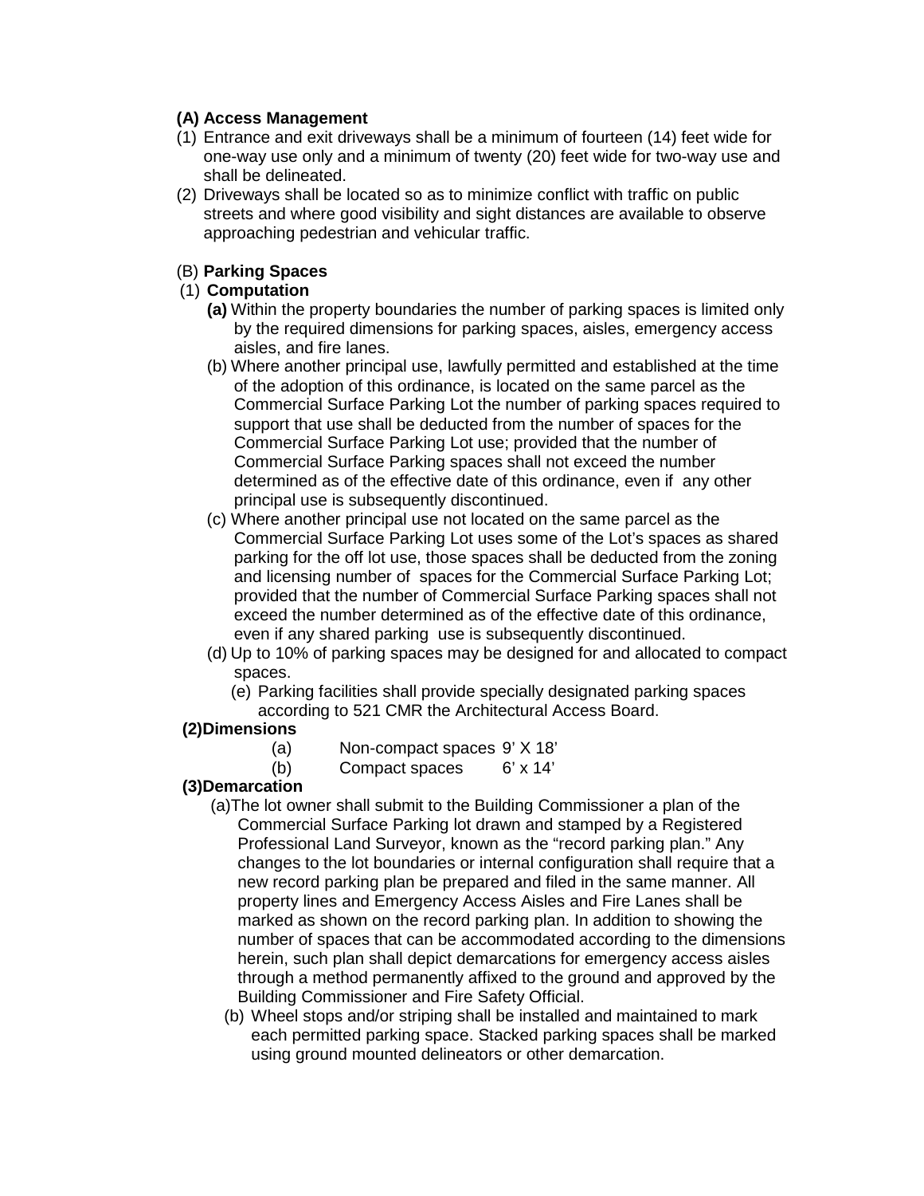**(A) Access Management**

(1) Entrance and exit driveways shall be a minimum of fourteen (14) feet wide for one-way use only and a minimum of twenty (20) feet wide for two-way use and shall be delineated.

(2) Driveways shall be located so as to minimize conflict with traffic on public streets and where good visibility and sight distances are available to observe approaching pedestrian and vehicular traffic.

(B) **Parking Spaces**

(1) **Computation**

**(a)** Within the property boundaries the number of parking spaces is limited only by the required dimensions for parking spaces, aisles, emergency access aisles, and fire lanes.

(b) Where another principal use, lawfully permitted and established at the time of the adoption of this ordinance, is located on the same parcel as the Commercial Surface Parking Lot the number of parking spaces required to support that use shall be deducted from the number of spaces for the Commercial Surface Parking Lot use; provided that the number of Commercial Surface Parking spaces shall not exceed the number determined as of the effective date of this ordinance, even if any other principal use is subsequently discontinued.

(c) Where another principal use not located on the same parcel as the Commercial Surface Parking Lot uses some of the Lot's spaces as shared parking for the off lot use, those spaces shall be deducted from the zoning and licensing number of spaces for the Commercial Surface Parking Lot; provided that the number of Commercial Surface Parking spaces shall not exceed the number determined as of the effective date of this ordinance, even if any shared parking use is subsequently discontinued.

(d) Up to 10% of parking spaces may be designed for and allocated to compact spaces.

(e) Parking facilities shall provide specially designated parking spaces according to 521 CMR the Architectural Access Board.

**(2)Dimensions**

(a) Non-compact spaces 9' X 18'

(b) Compact spaces 6' x 14'

**(3)Demarcation**

(a)The lot owner shall submit to the Building Commissioner a plan of the Commercial Surface Parking lot drawn and stamped by a Registered Professional Land Surveyor, known as the "record parking plan." Any changes to the lot boundaries or internal configuration shall require that a new record parking plan be prepared and filed in the same manner. All property lines and Emergency Access Aisles and Fire Lanes shall be marked as shown on the record parking plan. In addition to showing the number of spaces that can be accommodated according to the dimensions herein, such plan shall depict demarcations for emergency access aisles through a method permanently affixed to the ground and approved by the Building Commissioner and Fire Safety Official.

(b) Wheel stops and/or striping shall be installed and maintained to mark each permitted parking space. Stacked parking spaces shall be marked using ground mounted delineators or other demarcation.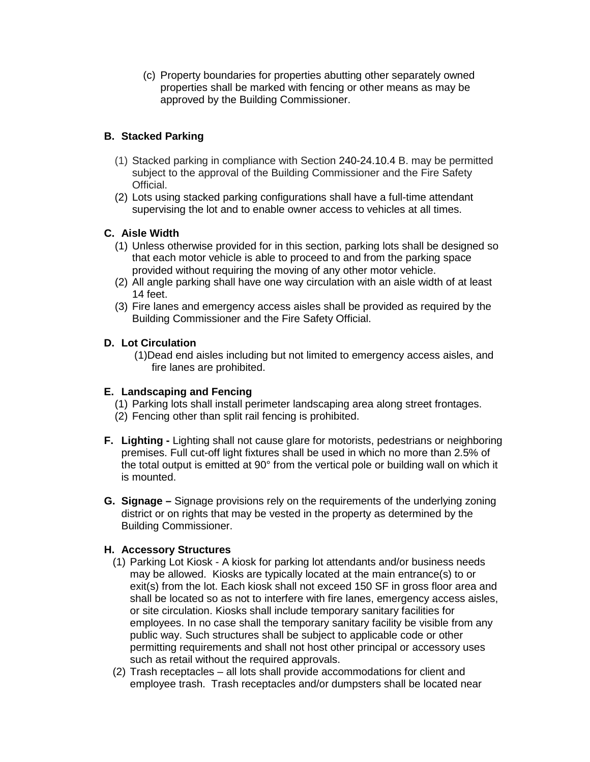(c) Property boundaries for properties abutting other separately owned properties shall be marked with fencing or other means as may be approved by the Building Commissioner.

**B. Stacked Parking**

(1) Stacked parking in compliance with Section 240-24.10.4 B. may be permitted subject to the approval of the Building Commissioner and the Fire Safety Official.

(2) Lots using stacked parking configurations shall have a full-time attendant supervising the lot and to enable owner access to vehicles at all times.

**C. Aisle Width**

(1) Unless otherwise provided for in this section, parking lots shall be designed so that each motor vehicle is able to proceed to and from the parking space provided without requiring the moving of any other motor vehicle.

(2) All angle parking shall have one way circulation with an aisle width of at least 14 feet.

(3) Fire lanes and emergency access aisles shall be provided as required by the Building Commissioner and the Fire Safety Official.

**D. Lot Circulation**

(1) Dead end aisles including but not limited to emergency access aisles, and fire lanes are prohibited.

**E. Landscaping and Fencing**

(1) Parking lots shall install perimeter landscaping area along street frontages.

(2) Fencing other than split rail fencing is prohibited.

**F. Lighting -** Lighting shall not cause glare for motorists, pedestrians or neighboring premises. Full cut-off light fixtures shall be used in which no more than 2.5% of the total output is emitted at 90° from the vertical pole or building wall on which it is mounted.

**G. Signage –** Signage provisions rely on the requirements of the underlying zoning district or on rights that may be vested in the property as determined by the Building Commissioner.

**H. Accessory Structures**

(1) Parking Lot Kiosk - A kiosk for parking lot attendants and/or business needs may be allowed. Kiosks are typically located at the main entrance(s) to or exit(s) from the lot. Each kiosk shall not exceed 150 SF in gross floor area and shall be located so as not to interfere with fire lanes, emergency access aisles, or site circulation. Kiosks shall include temporary sanitary facilities for employees. In no case shall the temporary sanitary facility be visible from any public way. Such structures shall be subject to applicable code or other permitting requirements and shall not host other principal or accessory uses such as retail without the required approvals.

(2) Trash receptacles – all lots shall provide accommodations for client and employee trash. Trash receptacles and/or dumpsters shall be located near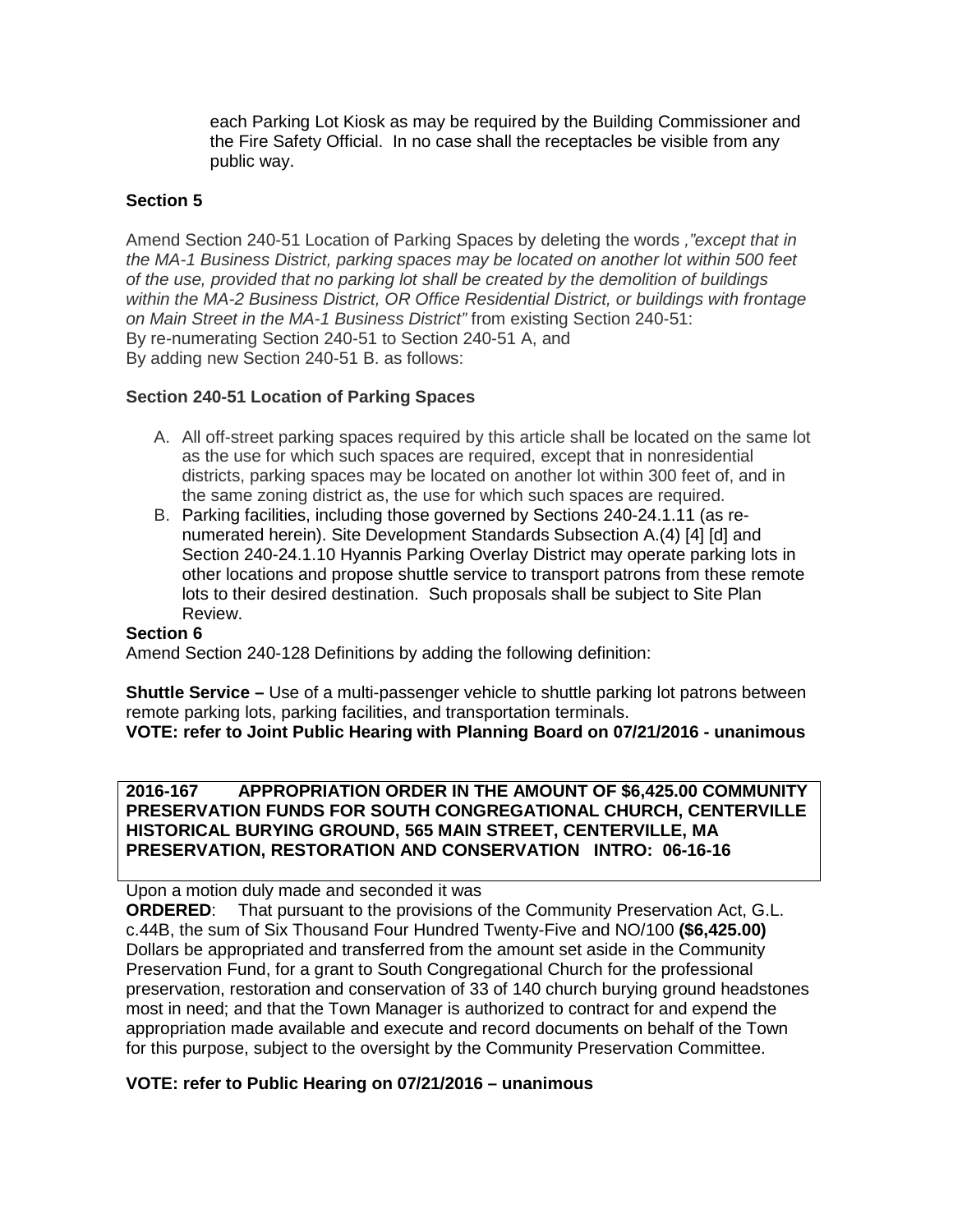each Parking Lot Kiosk as may be required by the Building Commissioner and the Fire Safety Official. In no case shall the receptacles be visible from any public way.

**Section 5**

Amend Section 240-51 Location of Parking Spaces by deleting the words *,"except that in the MA-1 Business District, parking spaces may be located on another lot within 500 feet of the use, provided that no parking lot shall be created by the demolition of buildings within the MA-2 Business District, OR Office Residential District, or buildings with frontage on Main Street in the MA-1 Business District"* from existing Section 240-51:
By re-numerating Section 240-51 to Section 240-51 A, and
By adding new Section 240-51 B. as follows:

**Section 240-51 Location of Parking Spaces**

A. All off-street parking spaces required by this article shall be located on the same lot as the use for which such spaces are required, except that in nonresidential districts, parking spaces may be located on another lot within 300 feet of, and in the same zoning district as, the use for which such spaces are required.
B. Parking facilities, including those governed by Sections 240-24.1.11 (as re-numerated herein). Site Development Standards Subsection A.(4) [4] [d] and Section 240-24.1.10 Hyannis Parking Overlay District may operate parking lots in other locations and propose shuttle service to transport patrons from these remote lots to their desired destination. Such proposals shall be subject to Site Plan Review.

**Section 6**
Amend Section 240-128 Definitions by adding the following definition:

**Shuttle Service –** Use of a multi-passenger vehicle to shuttle parking lot patrons between remote parking lots, parking facilities, and transportation terminals.
**VOTE: refer to Joint Public Hearing with Planning Board on 07/21/2016 - unanimous**

**2016-167 APPROPRIATION ORDER IN THE AMOUNT OF $6,425.00 COMMUNITY PRESERVATION FUNDS FOR SOUTH CONGREGATIONAL CHURCH, CENTERVILLE HISTORICAL BURYING GROUND, 565 MAIN STREET, CENTERVILLE, MA PRESERVATION, RESTORATION AND CONSERVATION INTRO: 06-16-16**

Upon a motion duly made and seconded it was
**ORDERED**: That pursuant to the provisions of the Community Preservation Act, G.L. c.44B, the sum of Six Thousand Four Hundred Twenty-Five and NO/100 **($6,425.00)** Dollars be appropriated and transferred from the amount set aside in the Community Preservation Fund, for a grant to South Congregational Church for the professional preservation, restoration and conservation of 33 of 140 church burying ground headstones most in need; and that the Town Manager is authorized to contract for and expend the appropriation made available and execute and record documents on behalf of the Town for this purpose, subject to the oversight by the Community Preservation Committee.

**VOTE: refer to Public Hearing on 07/21/2016 – unanimous**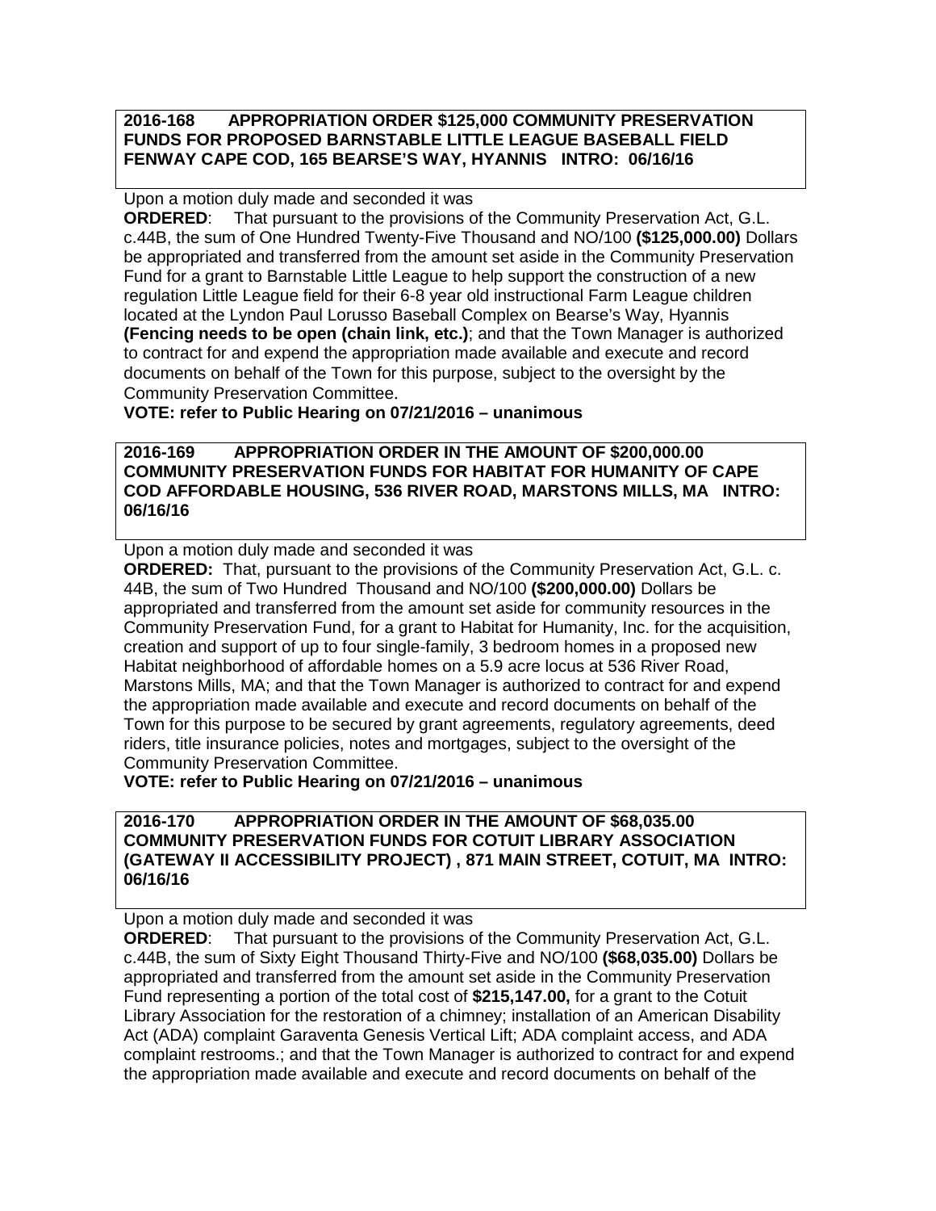**2016-168 APPROPRIATION ORDER $125,000 COMMUNITY PRESERVATION FUNDS FOR PROPOSED BARNSTABLE LITTLE LEAGUE BASEBALL FIELD FENWAY CAPE COD, 165 BEARSE'S WAY, HYANNIS INTRO: 06/16/16**

Upon a motion duly made and seconded it was

**ORDERED**: That pursuant to the provisions of the Community Preservation Act, G.L. c.44B, the sum of One Hundred Twenty-Five Thousand and NO/100 **($125,000.00)** Dollars be appropriated and transferred from the amount set aside in the Community Preservation Fund for a grant to Barnstable Little League to help support the construction of a new regulation Little League field for their 6-8 year old instructional Farm League children located at the Lyndon Paul Lorusso Baseball Complex on Bearse's Way, Hyannis **(Fencing needs to be open (chain link, etc.)**; and that the Town Manager is authorized to contract for and expend the appropriation made available and execute and record documents on behalf of the Town for this purpose, subject to the oversight by the Community Preservation Committee.

**VOTE: refer to Public Hearing on 07/21/2016 – unanimous**

**2016-169 APPROPRIATION ORDER IN THE AMOUNT OF $200,000.00 COMMUNITY PRESERVATION FUNDS FOR HABITAT FOR HUMANITY OF CAPE COD AFFORDABLE HOUSING, 536 RIVER ROAD, MARSTONS MILLS, MA INTRO: 06/16/16**

Upon a motion duly made and seconded it was

**ORDERED:** That, pursuant to the provisions of the Community Preservation Act, G.L. c. 44B, the sum of Two Hundred Thousand and NO/100 **($200,000.00)** Dollars be appropriated and transferred from the amount set aside for community resources in the Community Preservation Fund, for a grant to Habitat for Humanity, Inc. for the acquisition, creation and support of up to four single-family, 3 bedroom homes in a proposed new Habitat neighborhood of affordable homes on a 5.9 acre locus at 536 River Road, Marstons Mills, MA; and that the Town Manager is authorized to contract for and expend the appropriation made available and execute and record documents on behalf of the Town for this purpose to be secured by grant agreements, regulatory agreements, deed riders, title insurance policies, notes and mortgages, subject to the oversight of the Community Preservation Committee.

**VOTE: refer to Public Hearing on 07/21/2016 – unanimous**

**2016-170 APPROPRIATION ORDER IN THE AMOUNT OF $68,035.00 COMMUNITY PRESERVATION FUNDS FOR COTUIT LIBRARY ASSOCIATION (GATEWAY II ACCESSIBILITY PROJECT) , 871 MAIN STREET, COTUIT, MA INTRO: 06/16/16**

Upon a motion duly made and seconded it was

**ORDERED**: That pursuant to the provisions of the Community Preservation Act, G.L. c.44B, the sum of Sixty Eight Thousand Thirty-Five and NO/100 **($68,035.00)** Dollars be appropriated and transferred from the amount set aside in the Community Preservation Fund representing a portion of the total cost of **$215,147.00,** for a grant to the Cotuit Library Association for the restoration of a chimney; installation of an American Disability Act (ADA) complaint Garaventa Genesis Vertical Lift; ADA complaint access, and ADA complaint restrooms.; and that the Town Manager is authorized to contract for and expend the appropriation made available and execute and record documents on behalf of the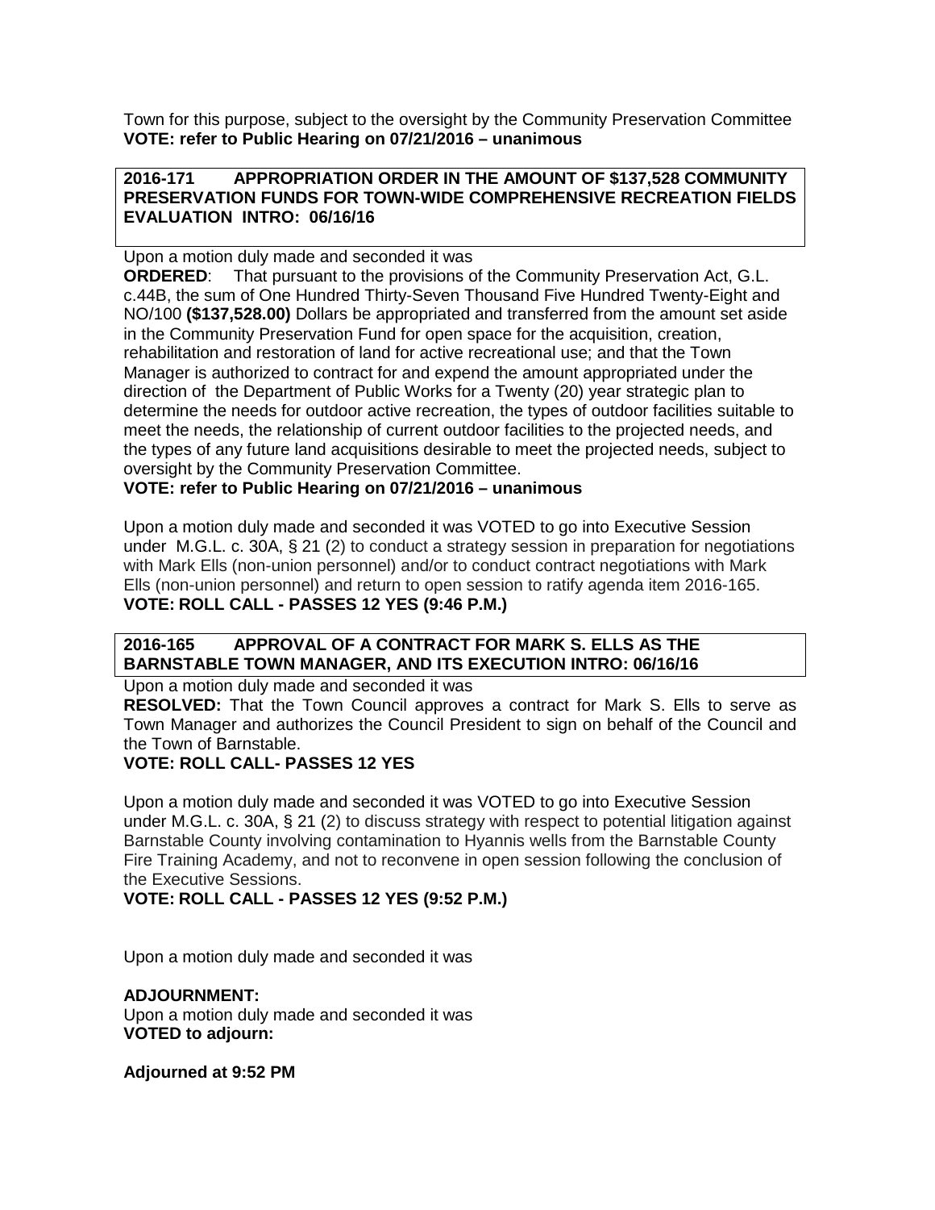Town for this purpose, subject to the oversight by the Community Preservation Committee
**VOTE: refer to Public Hearing on 07/21/2016 – unanimous**

**2016-171 APPROPRIATION ORDER IN THE AMOUNT OF $137,528 COMMUNITY PRESERVATION FUNDS FOR TOWN-WIDE COMPREHENSIVE RECREATION FIELDS EVALUATION INTRO: 06/16/16**

Upon a motion duly made and seconded it was
**ORDERED**: That pursuant to the provisions of the Community Preservation Act, G.L. c.44B, the sum of One Hundred Thirty-Seven Thousand Five Hundred Twenty-Eight and NO/100 **($137,528.00)** Dollars be appropriated and transferred from the amount set aside in the Community Preservation Fund for open space for the acquisition, creation, rehabilitation and restoration of land for active recreational use; and that the Town Manager is authorized to contract for and expend the amount appropriated under the direction of the Department of Public Works for a Twenty (20) year strategic plan to determine the needs for outdoor active recreation, the types of outdoor facilities suitable to meet the needs, the relationship of current outdoor facilities to the projected needs, and the types of any future land acquisitions desirable to meet the projected needs, subject to oversight by the Community Preservation Committee.
**VOTE: refer to Public Hearing on 07/21/2016 – unanimous**

Upon a motion duly made and seconded it was VOTED to go into Executive Session under M.G.L. c. 30A, § 21 (2) to conduct a strategy session in preparation for negotiations with Mark Ells (non-union personnel) and/or to conduct contract negotiations with Mark Ells (non-union personnel) and return to open session to ratify agenda item 2016-165.
**VOTE: ROLL CALL - PASSES 12 YES (9:46 P.M.)**

**2016-165 APPROVAL OF A CONTRACT FOR MARK S. ELLS AS THE BARNSTABLE TOWN MANAGER, AND ITS EXECUTION INTRO: 06/16/16**

Upon a motion duly made and seconded it was
**RESOLVED:** That the Town Council approves a contract for Mark S. Ells to serve as Town Manager and authorizes the Council President to sign on behalf of the Council and the Town of Barnstable.
**VOTE: ROLL CALL- PASSES 12 YES**

Upon a motion duly made and seconded it was VOTED to go into Executive Session under M.G.L. c. 30A, § 21 (2) to discuss strategy with respect to potential litigation against Barnstable County involving contamination to Hyannis wells from the Barnstable County Fire Training Academy, and not to reconvene in open session following the conclusion of the Executive Sessions.
**VOTE: ROLL CALL - PASSES 12 YES (9:52 P.M.)**

Upon a motion duly made and seconded it was

**ADJOURNMENT:**
Upon a motion duly made and seconded it was
**VOTED to adjourn:**

**Adjourned at 9:52 PM**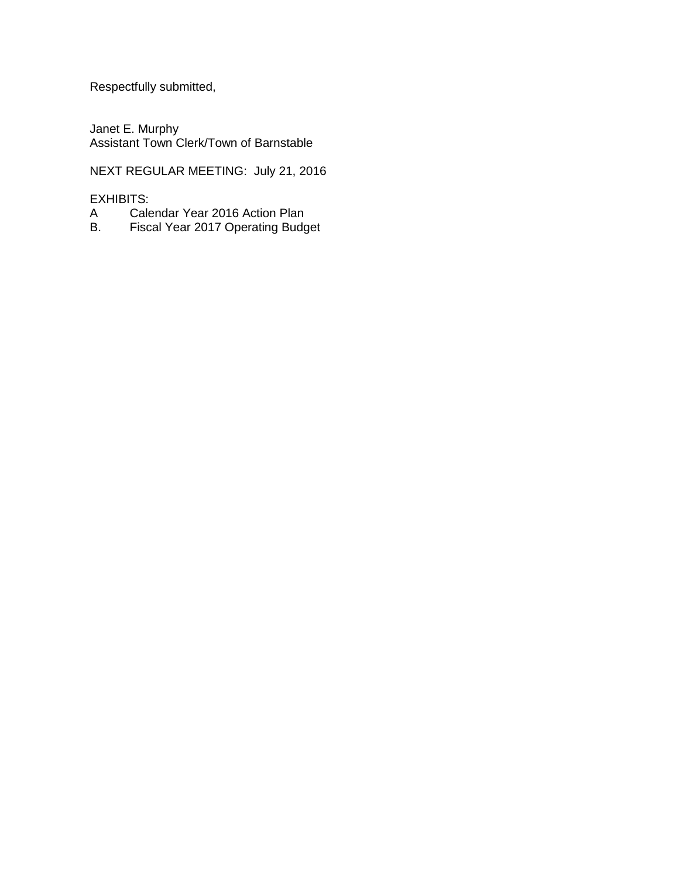Respectfully submitted,

Janet E. Murphy
Assistant Town Clerk/Town of Barnstable

NEXT REGULAR MEETING: July 21, 2016

EXHIBITS:

A Calendar Year 2016 Action Plan

B. Fiscal Year 2017 Operating Budget